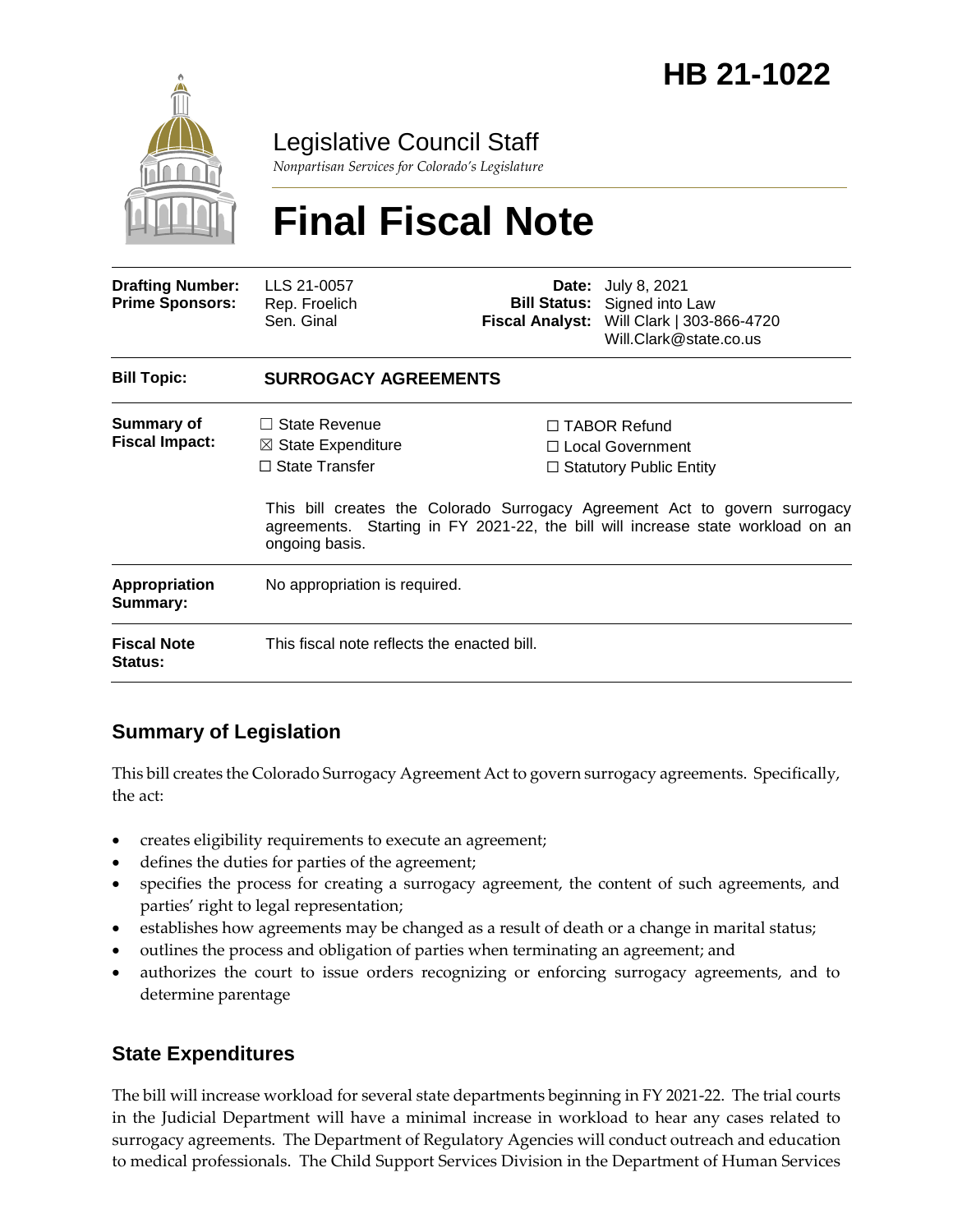# HB 21-1022

Legislative Council Staff

*Nonpartisan Services for Colorado's Legislature*

# Final Fiscal Note

| | | | |
|---|---|---|---|
| **Drafting Number:** | LLS 21-0057 | **Date:** | July 8, 2021 |
| **Prime Sponsors:** | Rep. Froelich<br>Sen. Ginal | **Bill Status:** | Signed into Law |
| | | **Fiscal Analyst:** | Will Clark \| 303-866-4720<br>Will.Clark@state.co.us |

| | |
|---|---|
| **Bill Topic:** | **SURROGACY AGREEMENTS** |
| **Summary of Fiscal Impact:** | ☐ State Revenue ☒ State Expenditure ☐ State Transfer ☐ TABOR Refund ☐ Local Government ☐ Statutory Public Entity<br><br>This bill creates the Colorado Surrogacy Agreement Act to govern surrogacy agreements. Starting in FY 2021-22, the bill will increase state workload on an ongoing basis. |
| **Appropriation Summary:** | No appropriation is required. |
| **Fiscal Note Status:** | This fiscal note reflects the enacted bill. |

## Summary of Legislation

This bill creates the Colorado Surrogacy Agreement Act to govern surrogacy agreements. Specifically, the act:

- creates eligibility requirements to execute an agreement;
- defines the duties for parties of the agreement;
- specifies the process for creating a surrogacy agreement, the content of such agreements, and parties' right to legal representation;
- establishes how agreements may be changed as a result of death or a change in marital status;
- outlines the process and obligation of parties when terminating an agreement; and
- authorizes the court to issue orders recognizing or enforcing surrogacy agreements, and to determine parentage

## State Expenditures

The bill will increase workload for several state departments beginning in FY 2021-22. The trial courts in the Judicial Department will have a minimal increase in workload to hear any cases related to surrogacy agreements. The Department of Regulatory Agencies will conduct outreach and education to medical professionals. The Child Support Services Division in the Department of Human Services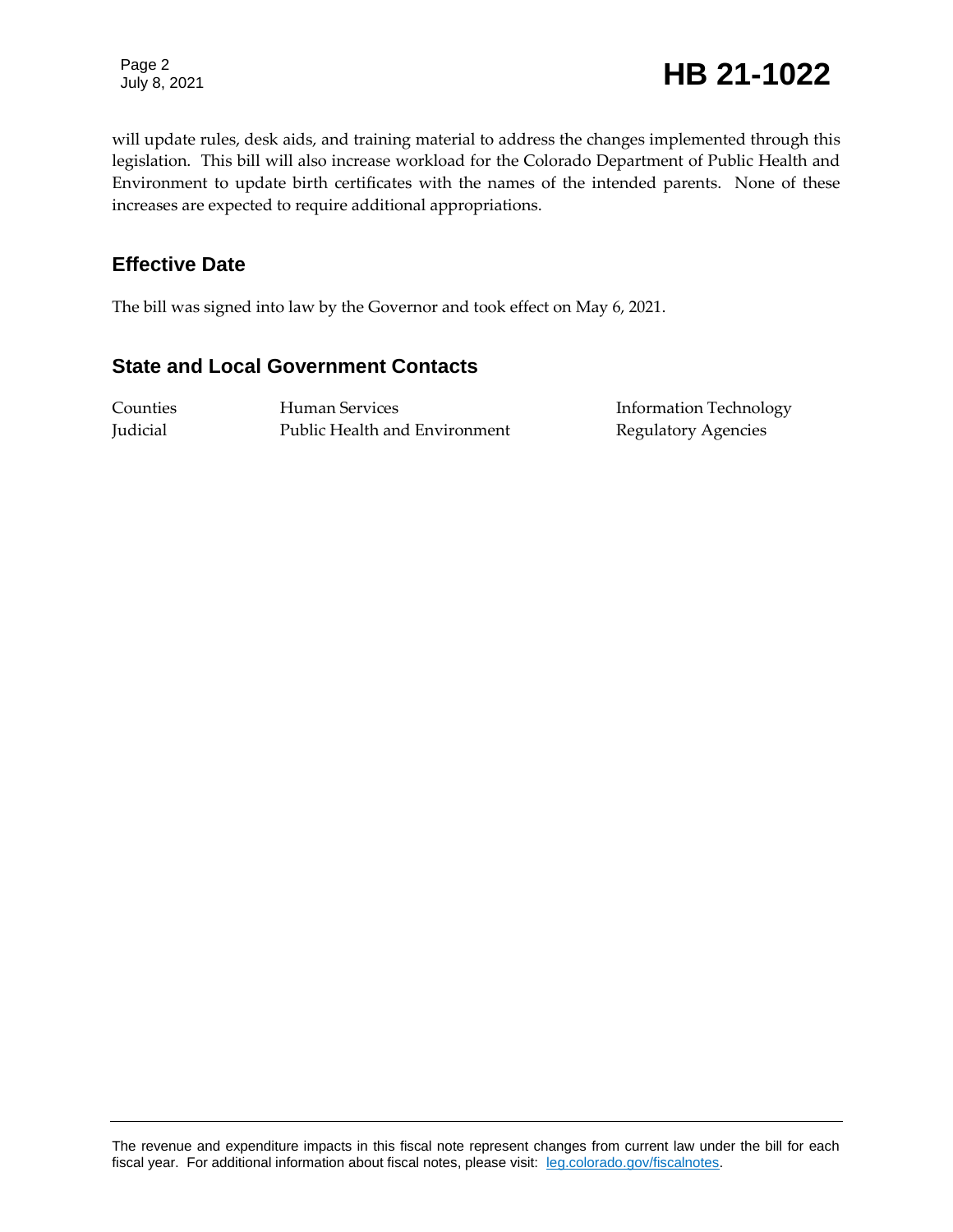will update rules, desk aids, and training material to address the changes implemented through this legislation. This bill will also increase workload for the Colorado Department of Public Health and Environment to update birth certificates with the names of the intended parents. None of these increases are expected to require additional appropriations.

## Effective Date

The bill was signed into law by the Governor and took effect on May 6, 2021.

## State and Local Government Contacts

| | | |
|---|---|---|
| Counties | Human Services | Information Technology |
| Judicial | Public Health and Environment | Regulatory Agencies |

The revenue and expenditure impacts in this fiscal note represent changes from current law under the bill for each fiscal year. For additional information about fiscal notes, please visit: leg.colorado.gov/fiscalnotes.